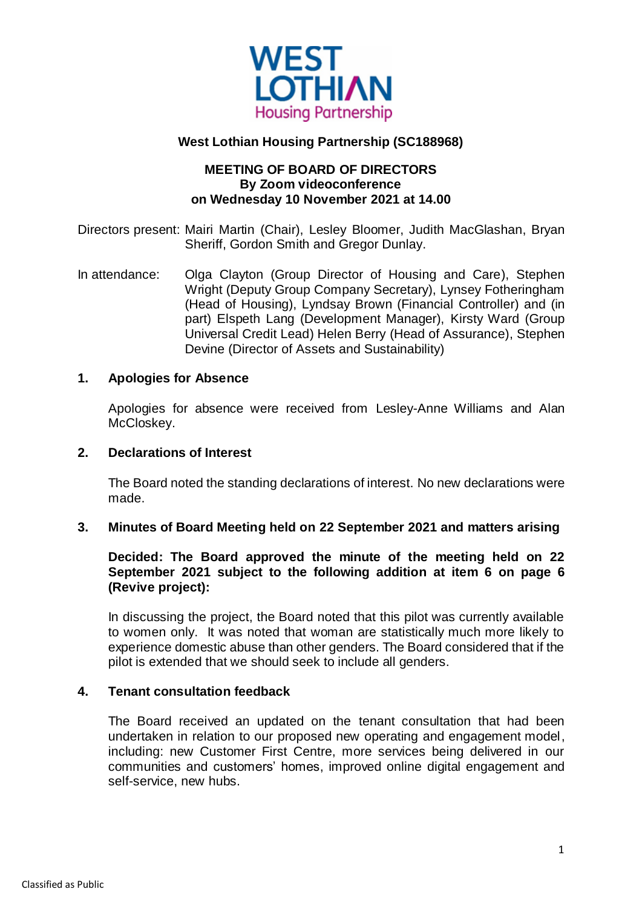**West Lothian Housing Partnership (SC188968)**

**MEETING OF BOARD OF DIRECTORS**
**By Zoom videoconference**
**on Wednesday 10 November 2021 at 14.00**

Directors present: Mairi Martin (Chair), Lesley Bloomer, Judith MacGlashan, Bryan Sheriff, Gordon Smith and Gregor Dunlay.

In attendance: Olga Clayton (Group Director of Housing and Care), Stephen Wright (Deputy Group Company Secretary), Lynsey Fotheringham (Head of Housing), Lyndsay Brown (Financial Controller) and (in part) Elspeth Lang (Development Manager), Kirsty Ward (Group Universal Credit Lead) Helen Berry (Head of Assurance), Stephen Devine (Director of Assets and Sustainability)

## 1. Apologies for Absence

Apologies for absence were received from Lesley-Anne Williams and Alan McCloskey.

## 2. Declarations of Interest

The Board noted the standing declarations of interest. No new declarations were made.

## 3. Minutes of Board Meeting held on 22 September 2021 and matters arising

**Decided: The Board approved the minute of the meeting held on 22 September 2021 subject to the following addition at item 6 on page 6 (Revive project):**

In discussing the project, the Board noted that this pilot was currently available to women only. It was noted that woman are statistically much more likely to experience domestic abuse than other genders. The Board considered that if the pilot is extended that we should seek to include all genders.

## 4. Tenant consultation feedback

The Board received an updated on the tenant consultation that had been undertaken in relation to our proposed new operating and engagement model, including: new Customer First Centre, more services being delivered in our communities and customers' homes, improved online digital engagement and self-service, new hubs.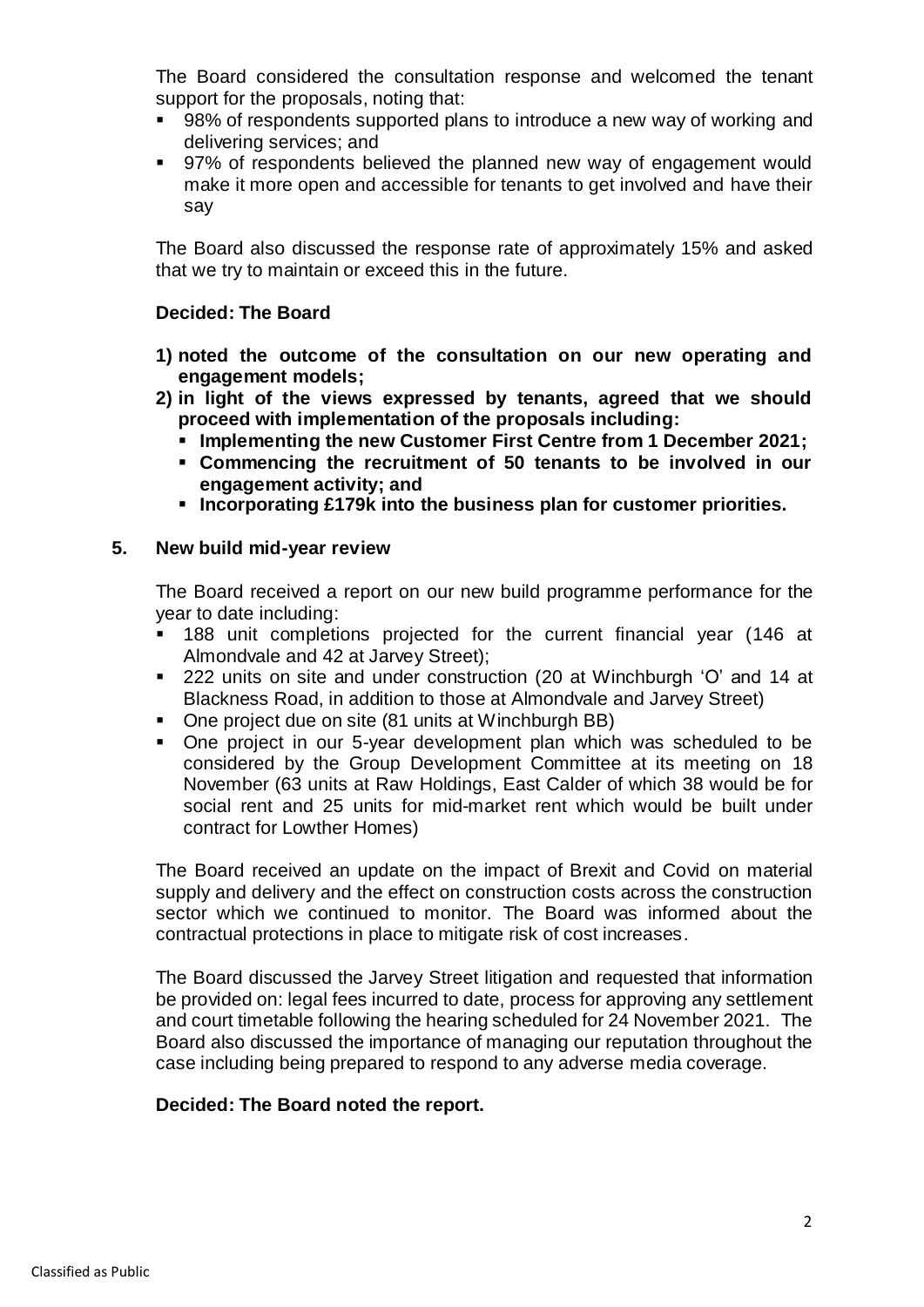The Board considered the consultation response and welcomed the tenant support for the proposals, noting that:

- 98% of respondents supported plans to introduce a new way of working and delivering services; and
- 97% of respondents believed the planned new way of engagement would make it more open and accessible for tenants to get involved and have their say

The Board also discussed the response rate of approximately 15% and asked that we try to maintain or exceed this in the future.

**Decided: The Board**

1) **noted the outcome of the consultation on our new operating and engagement models;**
2) **in light of the views expressed by tenants, agreed that we should proceed with implementation of the proposals including:**
   - **Implementing the new Customer First Centre from 1 December 2021;**
   - **Commencing the recruitment of 50 tenants to be involved in our engagement activity; and**
   - **Incorporating £179k into the business plan for customer priorities.**

## 5. New build mid-year review

The Board received a report on our new build programme performance for the year to date including:

- 188 unit completions projected for the current financial year (146 at Almondvale and 42 at Jarvey Street);
- 222 units on site and under construction (20 at Winchburgh 'O' and 14 at Blackness Road, in addition to those at Almondvale and Jarvey Street)
- One project due on site (81 units at Winchburgh BB)
- One project in our 5-year development plan which was scheduled to be considered by the Group Development Committee at its meeting on 18 November (63 units at Raw Holdings, East Calder of which 38 would be for social rent and 25 units for mid-market rent which would be built under contract for Lowther Homes)

The Board received an update on the impact of Brexit and Covid on material supply and delivery and the effect on construction costs across the construction sector which we continued to monitor. The Board was informed about the contractual protections in place to mitigate risk of cost increases.

The Board discussed the Jarvey Street litigation and requested that information be provided on: legal fees incurred to date, process for approving any settlement and court timetable following the hearing scheduled for 24 November 2021. The Board also discussed the importance of managing our reputation throughout the case including being prepared to respond to any adverse media coverage.

**Decided: The Board noted the report.**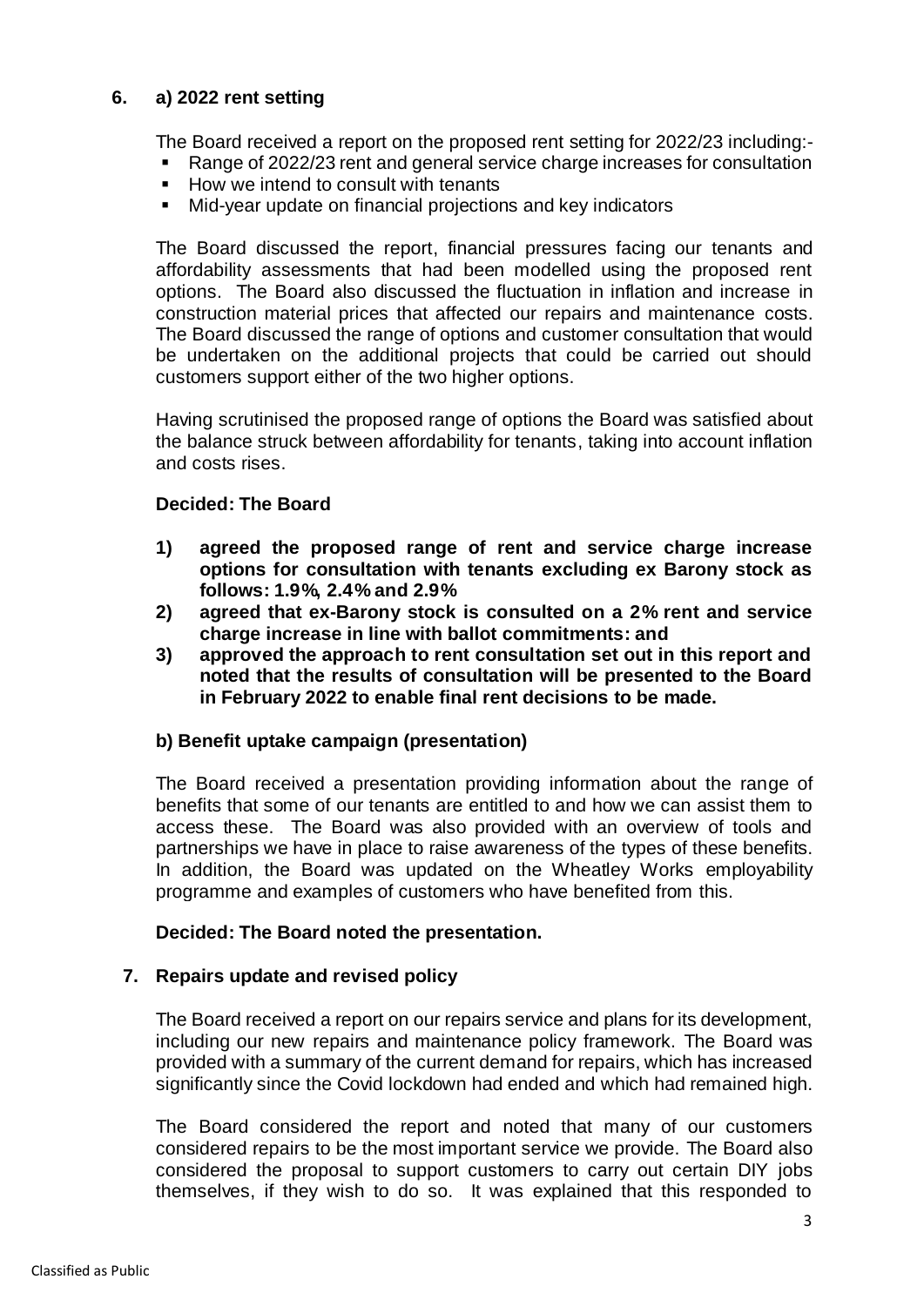## 6. a) 2022 rent setting

The Board received a report on the proposed rent setting for 2022/23 including:-

- Range of 2022/23 rent and general service charge increases for consultation
- How we intend to consult with tenants
- Mid-year update on financial projections and key indicators

The Board discussed the report, financial pressures facing our tenants and affordability assessments that had been modelled using the proposed rent options. The Board also discussed the fluctuation in inflation and increase in construction material prices that affected our repairs and maintenance costs. The Board discussed the range of options and customer consultation that would be undertaken on the additional projects that could be carried out should customers support either of the two higher options.

Having scrutinised the proposed range of options the Board was satisfied about the balance struck between affordability for tenants, taking into account inflation and costs rises.

**Decided: The Board**

1) **agreed the proposed range of rent and service charge increase options for consultation with tenants excluding ex Barony stock as follows: 1.9%, 2.4% and 2.9%**
2) **agreed that ex-Barony stock is consulted on a 2% rent and service charge increase in line with ballot commitments: and**
3) **approved the approach to rent consultation set out in this report and noted that the results of consultation will be presented to the Board in February 2022 to enable final rent decisions to be made.**

### b) Benefit uptake campaign (presentation)

The Board received a presentation providing information about the range of benefits that some of our tenants are entitled to and how we can assist them to access these. The Board was also provided with an overview of tools and partnerships we have in place to raise awareness of the types of these benefits. In addition, the Board was updated on the Wheatley Works employability programme and examples of customers who have benefited from this.

**Decided: The Board noted the presentation.**

## 7. Repairs update and revised policy

The Board received a report on our repairs service and plans for its development, including our new repairs and maintenance policy framework. The Board was provided with a summary of the current demand for repairs, which has increased significantly since the Covid lockdown had ended and which had remained high.

The Board considered the report and noted that many of our customers considered repairs to be the most important service we provide. The Board also considered the proposal to support customers to carry out certain DIY jobs themselves, if they wish to do so. It was explained that this responded to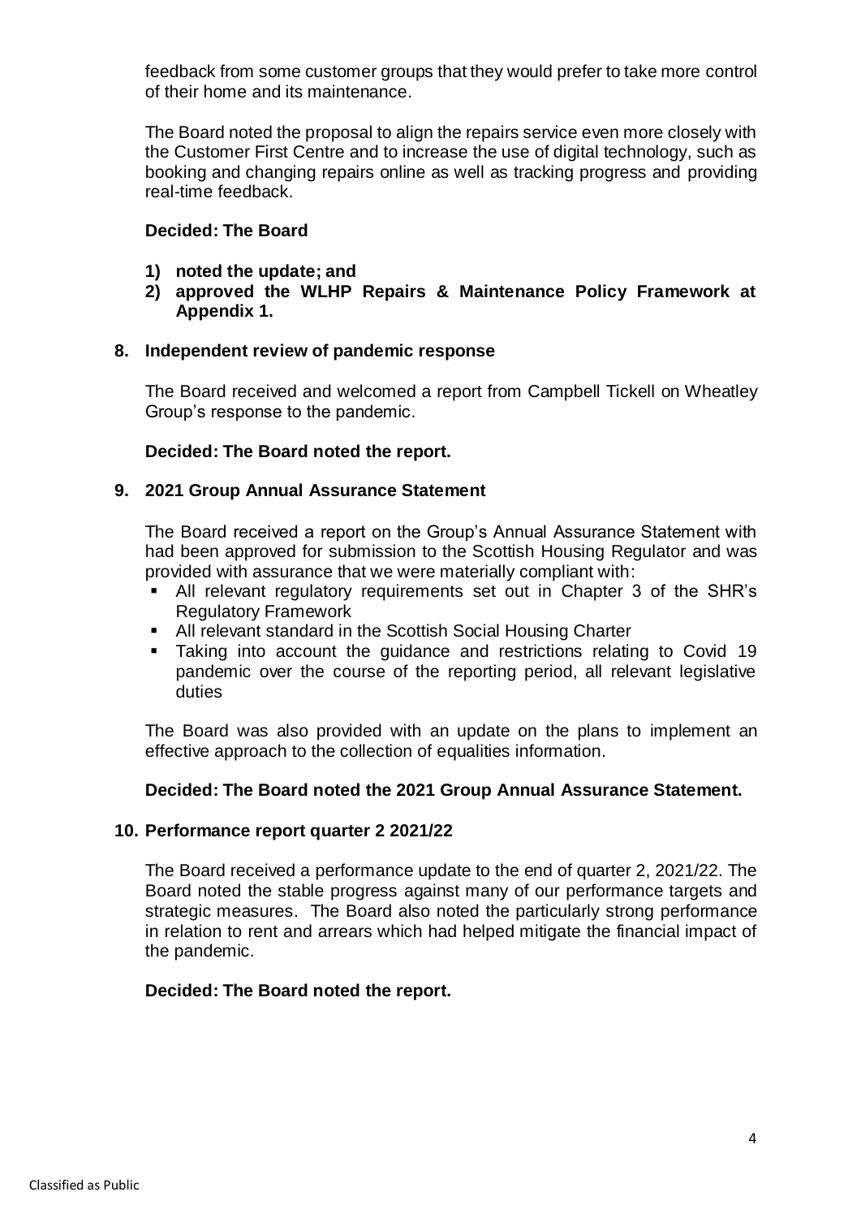feedback from some customer groups that they would prefer to take more control of their home and its maintenance.

The Board noted the proposal to align the repairs service even more closely with the Customer First Centre and to increase the use of digital technology, such as booking and changing repairs online as well as tracking progress and providing real-time feedback.

**Decided: The Board**

1) **noted the update; and**
2) **approved the WLHP Repairs & Maintenance Policy Framework at Appendix 1.**

**8. Independent review of pandemic response**

The Board received and welcomed a report from Campbell Tickell on Wheatley Group's response to the pandemic.

**Decided: The Board noted the report.**

**9. 2021 Group Annual Assurance Statement**

The Board received a report on the Group's Annual Assurance Statement with had been approved for submission to the Scottish Housing Regulator and was provided with assurance that we were materially compliant with:

- All relevant regulatory requirements set out in Chapter 3 of the SHR's Regulatory Framework
- All relevant standard in the Scottish Social Housing Charter
- Taking into account the guidance and restrictions relating to Covid 19 pandemic over the course of the reporting period, all relevant legislative duties

The Board was also provided with an update on the plans to implement an effective approach to the collection of equalities information.

**Decided: The Board noted the 2021 Group Annual Assurance Statement.**

**10. Performance report quarter 2 2021/22**

The Board received a performance update to the end of quarter 2, 2021/22. The Board noted the stable progress against many of our performance targets and strategic measures. The Board also noted the particularly strong performance in relation to rent and arrears which had helped mitigate the financial impact of the pandemic.

**Decided: The Board noted the report.**

Classified as Public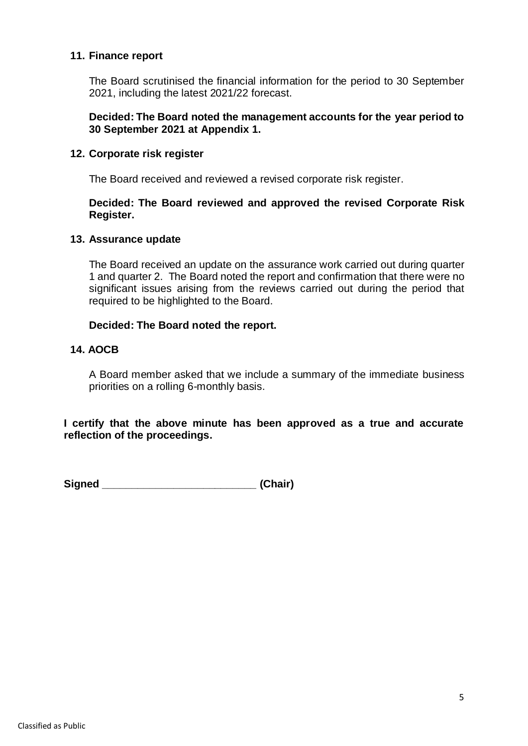## 11. Finance report

The Board scrutinised the financial information for the period to 30 September 2021, including the latest 2021/22 forecast.

**Decided: The Board noted the management accounts for the year period to 30 September 2021 at Appendix 1.**

## 12. Corporate risk register

The Board received and reviewed a revised corporate risk register.

**Decided: The Board reviewed and approved the revised Corporate Risk Register.**

## 13. Assurance update

The Board received an update on the assurance work carried out during quarter 1 and quarter 2. The Board noted the report and confirmation that there were no significant issues arising from the reviews carried out during the period that required to be highlighted to the Board.

**Decided: The Board noted the report.**

## 14. AOCB

A Board member asked that we include a summary of the immediate business priorities on a rolling 6-monthly basis.

**I certify that the above minute has been approved as a true and accurate reflection of the proceedings.**

**Signed \_\_\_\_\_\_\_\_\_\_\_\_\_\_\_\_\_\_\_\_\_\_\_\_\_\_ (Chair)**

Classified as Public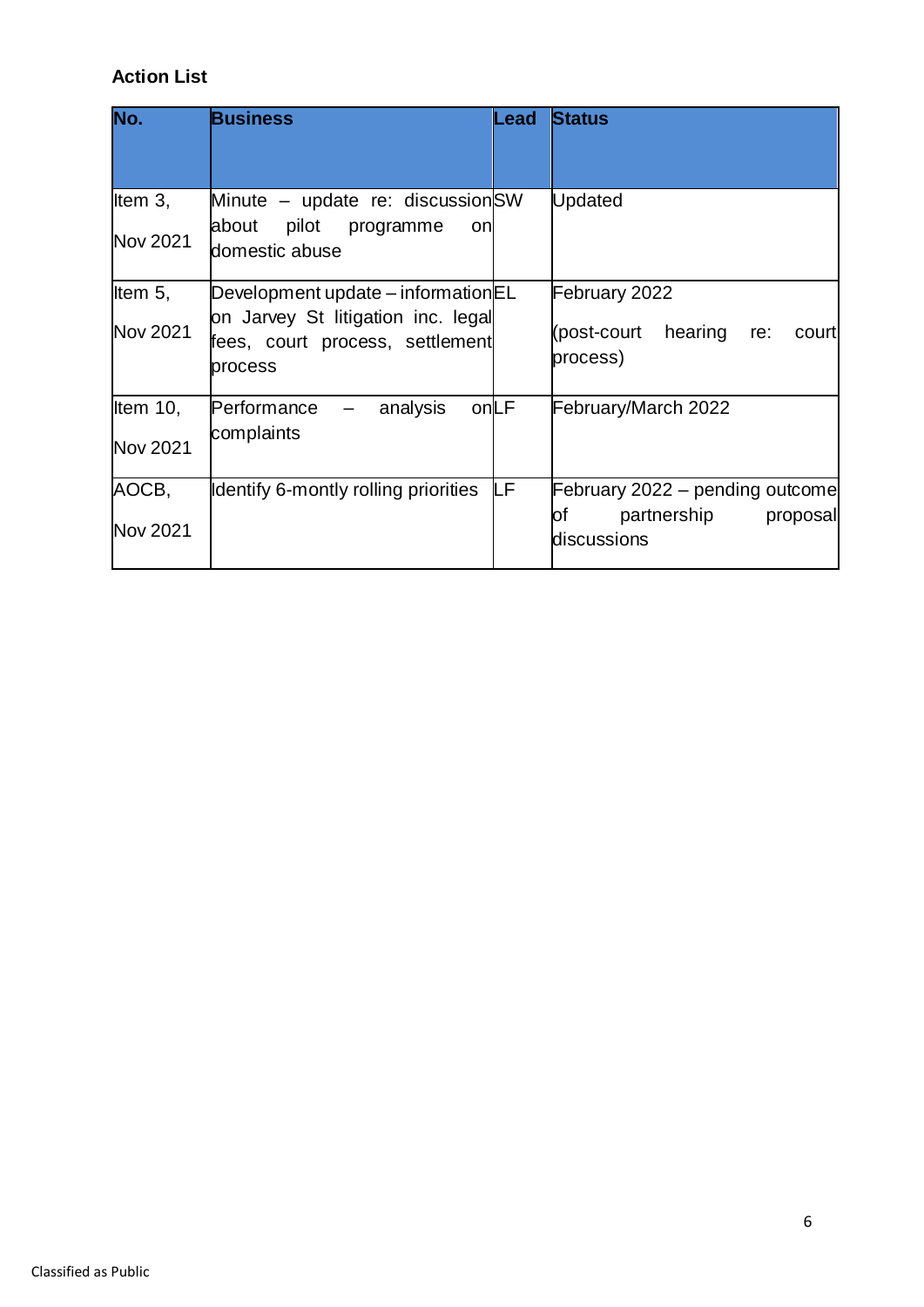**Action List**

| No. | Business | Lead | Status |
|---|---|---|---|
| Item 3, Nov 2021 | Minute – update re: discussion about pilot programme on domestic abuse | SW | Updated |
| Item 5, Nov 2021 | Development update – information on Jarvey St litigation inc. legal fees, court process, settlement process | EL | February 2022 (post-court hearing re: court process) |
| Item 10, Nov 2021 | Performance – analysis on complaints | LF | February/March 2022 |
| AOCB, Nov 2021 | Identify 6-montly rolling priorities | LF | February 2022 – pending outcome of partnership proposal discussions |

Classified as Public